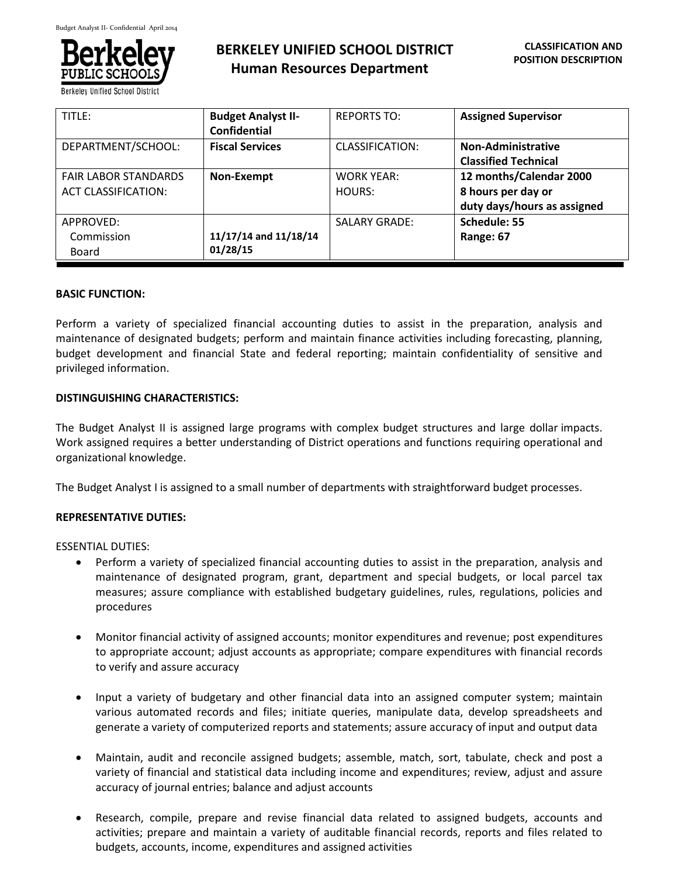# BERKELEY UNIFIED SCHOOL DISTRICT
## Human Resources Department

**CLASSIFICATION AND POSITION DESCRIPTION**

| TITLE: | **Budget Analyst II-Confidential** | REPORTS TO: | **Assigned Supervisor** |
|---|---|---|---|
| DEPARTMENT/SCHOOL: | **Fiscal Services** | CLASSIFICATION: | **Non-Administrative Classified Technical** |
| FAIR LABOR STANDARDS ACT CLASSIFICATION: | **Non-Exempt** | WORK YEAR: HOURS: | **12 months/Calendar 2000 8 hours per day or duty days/hours as assigned** |
| APPROVED: Commission Board | **11/17/14 and 11/18/14 01/28/15** | SALARY GRADE: | **Schedule: 55 Range: 67** |

**BASIC FUNCTION:**

Perform a variety of specialized financial accounting duties to assist in the preparation, analysis and maintenance of designated budgets; perform and maintain finance activities including forecasting, planning, budget development and financial State and federal reporting; maintain confidentiality of sensitive and privileged information.

**DISTINGUISHING CHARACTERISTICS:**

The Budget Analyst II is assigned large programs with complex budget structures and large dollar impacts. Work assigned requires a better understanding of District operations and functions requiring operational and organizational knowledge.

The Budget Analyst I is assigned to a small number of departments with straightforward budget processes.

**REPRESENTATIVE DUTIES:**

ESSENTIAL DUTIES:

- Perform a variety of specialized financial accounting duties to assist in the preparation, analysis and maintenance of designated program, grant, department and special budgets, or local parcel tax measures; assure compliance with established budgetary guidelines, rules, regulations, policies and procedures

- Monitor financial activity of assigned accounts; monitor expenditures and revenue; post expenditures to appropriate account; adjust accounts as appropriate; compare expenditures with financial records to verify and assure accuracy

- Input a variety of budgetary and other financial data into an assigned computer system; maintain various automated records and files; initiate queries, manipulate data, develop spreadsheets and generate a variety of computerized reports and statements; assure accuracy of input and output data

- Maintain, audit and reconcile assigned budgets; assemble, match, sort, tabulate, check and post a variety of financial and statistical data including income and expenditures; review, adjust and assure accuracy of journal entries; balance and adjust accounts

- Research, compile, prepare and revise financial data related to assigned budgets, accounts and activities; prepare and maintain a variety of auditable financial records, reports and files related to budgets, accounts, income, expenditures and assigned activities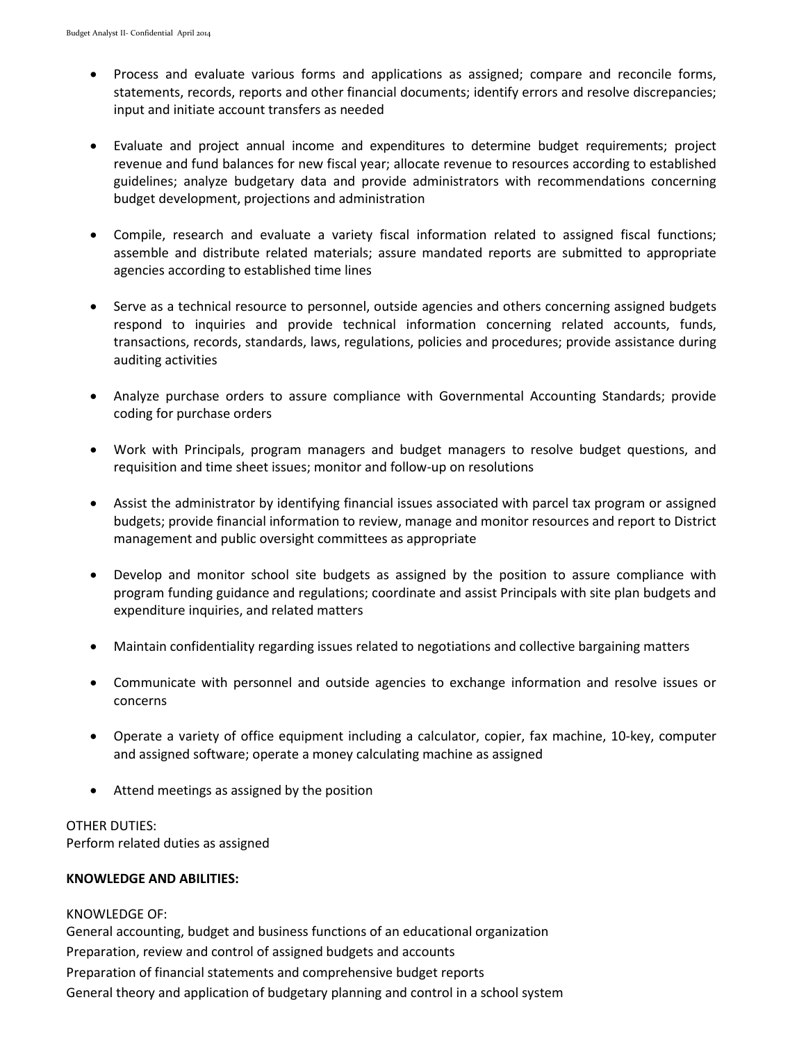- Process and evaluate various forms and applications as assigned; compare and reconcile forms, statements, records, reports and other financial documents; identify errors and resolve discrepancies; input and initiate account transfers as needed

- Evaluate and project annual income and expenditures to determine budget requirements; project revenue and fund balances for new fiscal year; allocate revenue to resources according to established guidelines; analyze budgetary data and provide administrators with recommendations concerning budget development, projections and administration

- Compile, research and evaluate a variety fiscal information related to assigned fiscal functions; assemble and distribute related materials; assure mandated reports are submitted to appropriate agencies according to established time lines

- Serve as a technical resource to personnel, outside agencies and others concerning assigned budgets respond to inquiries and provide technical information concerning related accounts, funds, transactions, records, standards, laws, regulations, policies and procedures; provide assistance during auditing activities

- Analyze purchase orders to assure compliance with Governmental Accounting Standards; provide coding for purchase orders

- Work with Principals, program managers and budget managers to resolve budget questions, and requisition and time sheet issues; monitor and follow-up on resolutions

- Assist the administrator by identifying financial issues associated with parcel tax program or assigned budgets; provide financial information to review, manage and monitor resources and report to District management and public oversight committees as appropriate

- Develop and monitor school site budgets as assigned by the position to assure compliance with program funding guidance and regulations; coordinate and assist Principals with site plan budgets and expenditure inquiries, and related matters

- Maintain confidentiality regarding issues related to negotiations and collective bargaining matters

- Communicate with personnel and outside agencies to exchange information and resolve issues or concerns

- Operate a variety of office equipment including a calculator, copier, fax machine, 10-key, computer and assigned software; operate a money calculating machine as assigned

- Attend meetings as assigned by the position

OTHER DUTIES:
Perform related duties as assigned

**KNOWLEDGE AND ABILITIES:**

KNOWLEDGE OF:
General accounting, budget and business functions of an educational organization
Preparation, review and control of assigned budgets and accounts
Preparation of financial statements and comprehensive budget reports
General theory and application of budgetary planning and control in a school system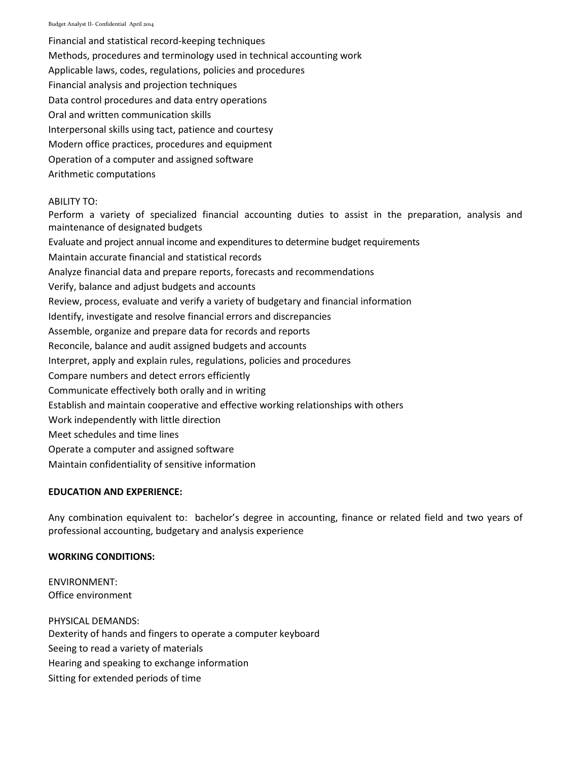Financial and statistical record-keeping techniques
Methods, procedures and terminology used in technical accounting work
Applicable laws, codes, regulations, policies and procedures
Financial analysis and projection techniques
Data control procedures and data entry operations
Oral and written communication skills
Interpersonal skills using tact, patience and courtesy
Modern office practices, procedures and equipment
Operation of a computer and assigned software
Arithmetic computations

ABILITY TO:
Perform a variety of specialized financial accounting duties to assist in the preparation, analysis and maintenance of designated budgets
Evaluate and project annual income and expenditures to determine budget requirements
Maintain accurate financial and statistical records
Analyze financial data and prepare reports, forecasts and recommendations
Verify, balance and adjust budgets and accounts
Review, process, evaluate and verify a variety of budgetary and financial information
Identify, investigate and resolve financial errors and discrepancies
Assemble, organize and prepare data for records and reports
Reconcile, balance and audit assigned budgets and accounts
Interpret, apply and explain rules, regulations, policies and procedures
Compare numbers and detect errors efficiently
Communicate effectively both orally and in writing
Establish and maintain cooperative and effective working relationships with others
Work independently with little direction
Meet schedules and time lines
Operate a computer and assigned software
Maintain confidentiality of sensitive information

**EDUCATION AND EXPERIENCE:**

Any combination equivalent to: bachelor's degree in accounting, finance or related field and two years of professional accounting, budgetary and analysis experience

**WORKING CONDITIONS:**

ENVIRONMENT:
Office environment

PHYSICAL DEMANDS:
Dexterity of hands and fingers to operate a computer keyboard
Seeing to read a variety of materials
Hearing and speaking to exchange information
Sitting for extended periods of time